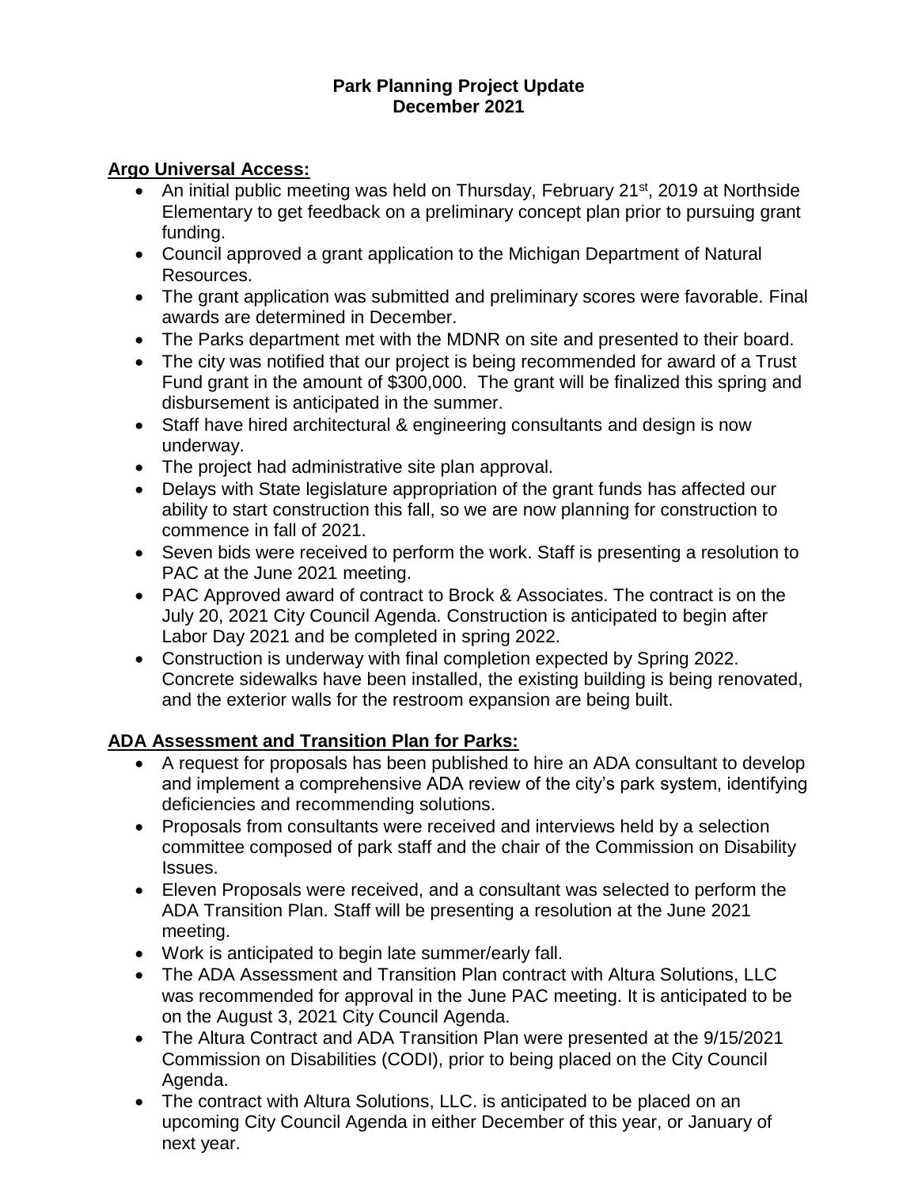**Park Planning Project Update**
**December 2021**

**Argo Universal Access:**

- An initial public meeting was held on Thursday, February 21st, 2019 at Northside Elementary to get feedback on a preliminary concept plan prior to pursuing grant funding.
- Council approved a grant application to the Michigan Department of Natural Resources.
- The grant application was submitted and preliminary scores were favorable. Final awards are determined in December.
- The Parks department met with the MDNR on site and presented to their board.
- The city was notified that our project is being recommended for award of a Trust Fund grant in the amount of $300,000. The grant will be finalized this spring and disbursement is anticipated in the summer.
- Staff have hired architectural & engineering consultants and design is now underway.
- The project had administrative site plan approval.
- Delays with State legislature appropriation of the grant funds has affected our ability to start construction this fall, so we are now planning for construction to commence in fall of 2021.
- Seven bids were received to perform the work. Staff is presenting a resolution to PAC at the June 2021 meeting.
- PAC Approved award of contract to Brock & Associates. The contract is on the July 20, 2021 City Council Agenda. Construction is anticipated to begin after Labor Day 2021 and be completed in spring 2022.
- Construction is underway with final completion expected by Spring 2022. Concrete sidewalks have been installed, the existing building is being renovated, and the exterior walls for the restroom expansion are being built.

**ADA Assessment and Transition Plan for Parks:**

- A request for proposals has been published to hire an ADA consultant to develop and implement a comprehensive ADA review of the city's park system, identifying deficiencies and recommending solutions.
- Proposals from consultants were received and interviews held by a selection committee composed of park staff and the chair of the Commission on Disability Issues.
- Eleven Proposals were received, and a consultant was selected to perform the ADA Transition Plan. Staff will be presenting a resolution at the June 2021 meeting.
- Work is anticipated to begin late summer/early fall.
- The ADA Assessment and Transition Plan contract with Altura Solutions, LLC was recommended for approval in the June PAC meeting. It is anticipated to be on the August 3, 2021 City Council Agenda.
- The Altura Contract and ADA Transition Plan were presented at the 9/15/2021 Commission on Disabilities (CODI), prior to being placed on the City Council Agenda.
- The contract with Altura Solutions, LLC. is anticipated to be placed on an upcoming City Council Agenda in either December of this year, or January of next year.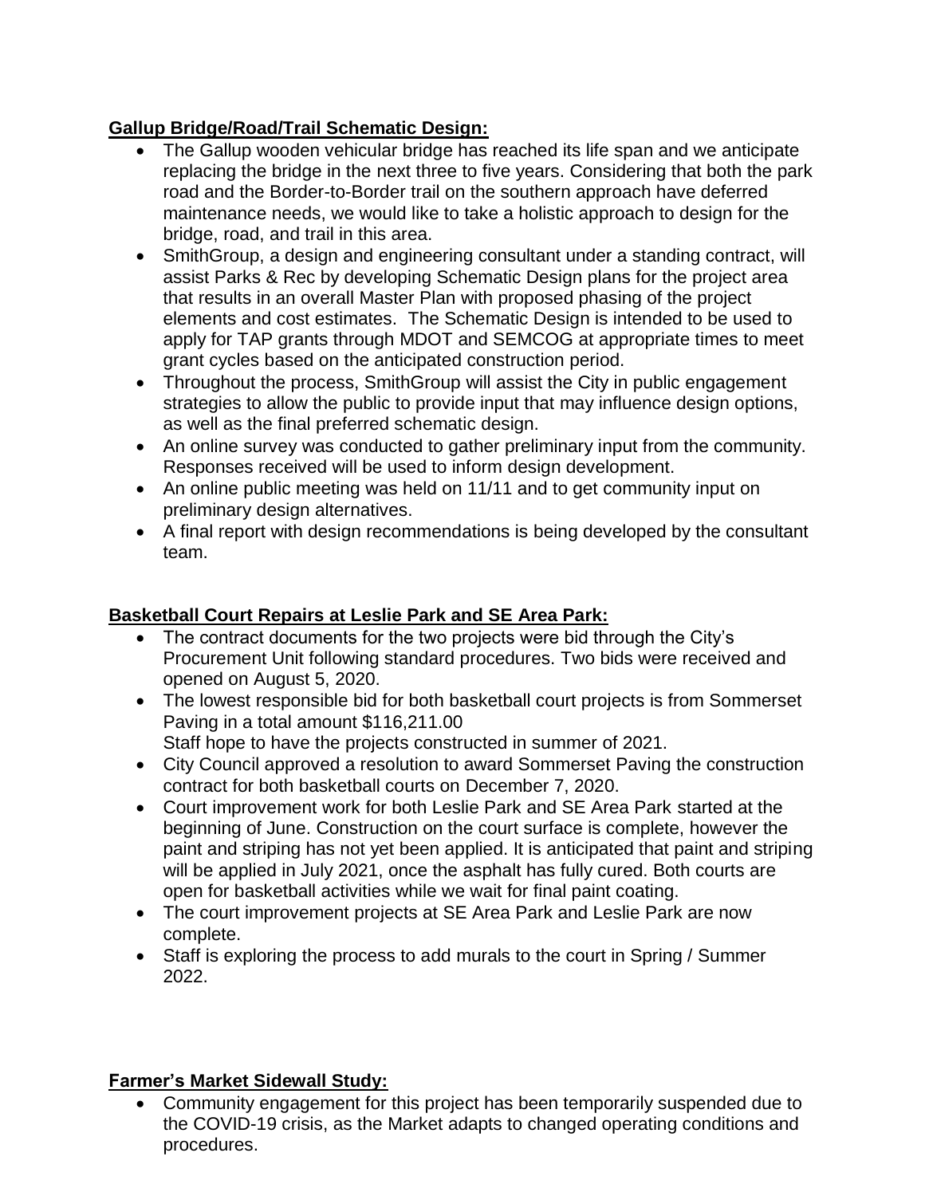**Gallup Bridge/Road/Trail Schematic Design:**

- The Gallup wooden vehicular bridge has reached its life span and we anticipate replacing the bridge in the next three to five years. Considering that both the park road and the Border-to-Border trail on the southern approach have deferred maintenance needs, we would like to take a holistic approach to design for the bridge, road, and trail in this area.
- SmithGroup, a design and engineering consultant under a standing contract, will assist Parks & Rec by developing Schematic Design plans for the project area that results in an overall Master Plan with proposed phasing of the project elements and cost estimates. The Schematic Design is intended to be used to apply for TAP grants through MDOT and SEMCOG at appropriate times to meet grant cycles based on the anticipated construction period.
- Throughout the process, SmithGroup will assist the City in public engagement strategies to allow the public to provide input that may influence design options, as well as the final preferred schematic design.
- An online survey was conducted to gather preliminary input from the community. Responses received will be used to inform design development.
- An online public meeting was held on 11/11 and to get community input on preliminary design alternatives.
- A final report with design recommendations is being developed by the consultant team.

**Basketball Court Repairs at Leslie Park and SE Area Park:**

- The contract documents for the two projects were bid through the City's Procurement Unit following standard procedures. Two bids were received and opened on August 5, 2020.
- The lowest responsible bid for both basketball court projects is from Sommerset Paving in a total amount $116,211.00
  Staff hope to have the projects constructed in summer of 2021.
- City Council approved a resolution to award Sommerset Paving the construction contract for both basketball courts on December 7, 2020.
- Court improvement work for both Leslie Park and SE Area Park started at the beginning of June. Construction on the court surface is complete, however the paint and striping has not yet been applied. It is anticipated that paint and striping will be applied in July 2021, once the asphalt has fully cured. Both courts are open for basketball activities while we wait for final paint coating.
- The court improvement projects at SE Area Park and Leslie Park are now complete.
- Staff is exploring the process to add murals to the court in Spring / Summer 2022.

**Farmer's Market Sidewall Study:**

- Community engagement for this project has been temporarily suspended due to the COVID-19 crisis, as the Market adapts to changed operating conditions and procedures.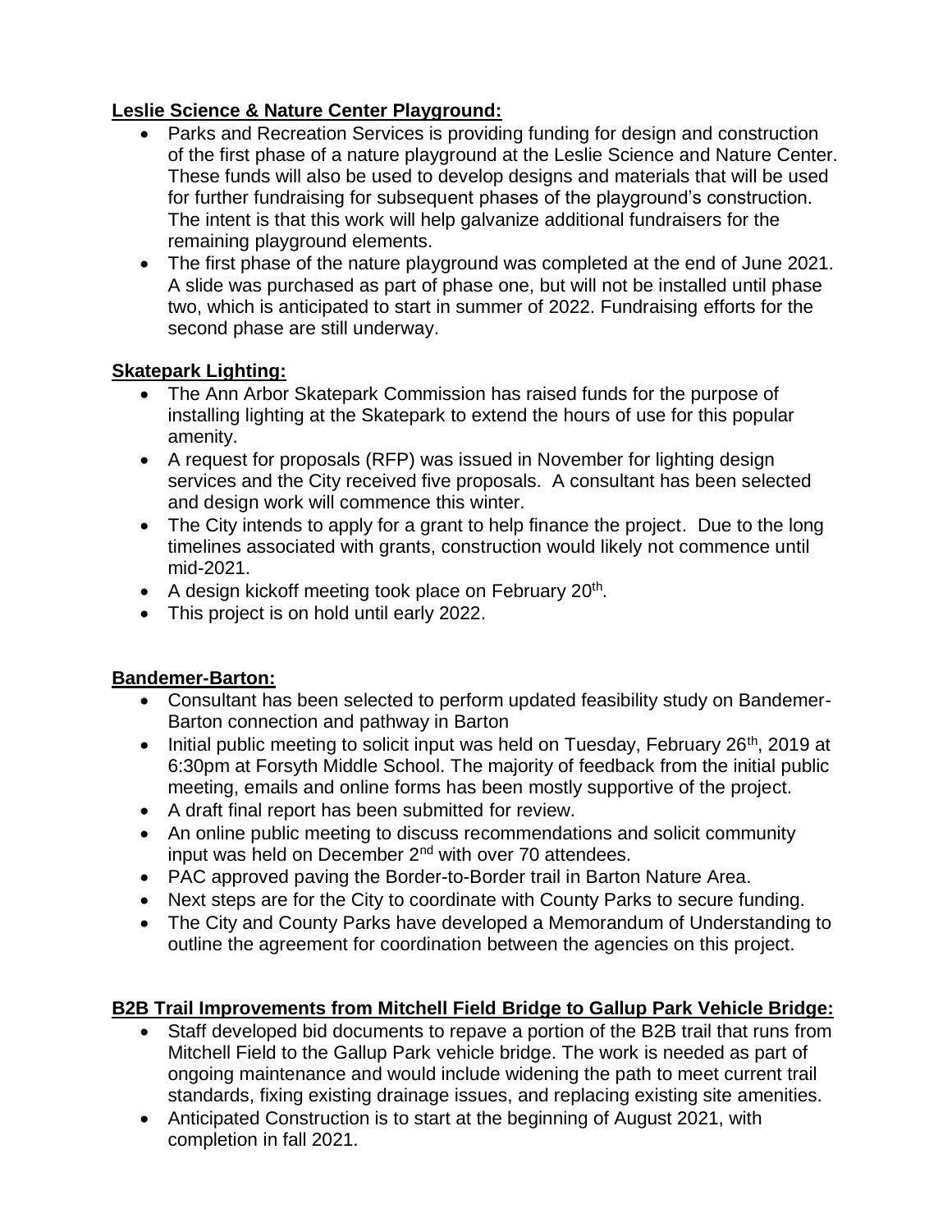**Leslie Science & Nature Center Playground:**

- Parks and Recreation Services is providing funding for design and construction of the first phase of a nature playground at the Leslie Science and Nature Center. These funds will also be used to develop designs and materials that will be used for further fundraising for subsequent phases of the playground's construction. The intent is that this work will help galvanize additional fundraisers for the remaining playground elements.
- The first phase of the nature playground was completed at the end of June 2021. A slide was purchased as part of phase one, but will not be installed until phase two, which is anticipated to start in summer of 2022. Fundraising efforts for the second phase are still underway.

**Skatepark Lighting:**

- The Ann Arbor Skatepark Commission has raised funds for the purpose of installing lighting at the Skatepark to extend the hours of use for this popular amenity.
- A request for proposals (RFP) was issued in November for lighting design services and the City received five proposals. A consultant has been selected and design work will commence this winter.
- The City intends to apply for a grant to help finance the project. Due to the long timelines associated with grants, construction would likely not commence until mid-2021.
- A design kickoff meeting took place on February 20th.
- This project is on hold until early 2022.

**Bandemer-Barton:**

- Consultant has been selected to perform updated feasibility study on Bandemer-Barton connection and pathway in Barton
- Initial public meeting to solicit input was held on Tuesday, February 26th, 2019 at 6:30pm at Forsyth Middle School. The majority of feedback from the initial public meeting, emails and online forms has been mostly supportive of the project.
- A draft final report has been submitted for review.
- An online public meeting to discuss recommendations and solicit community input was held on December 2nd with over 70 attendees.
- PAC approved paving the Border-to-Border trail in Barton Nature Area.
- Next steps are for the City to coordinate with County Parks to secure funding.
- The City and County Parks have developed a Memorandum of Understanding to outline the agreement for coordination between the agencies on this project.

**B2B Trail Improvements from Mitchell Field Bridge to Gallup Park Vehicle Bridge:**

- Staff developed bid documents to repave a portion of the B2B trail that runs from Mitchell Field to the Gallup Park vehicle bridge. The work is needed as part of ongoing maintenance and would include widening the path to meet current trail standards, fixing existing drainage issues, and replacing existing site amenities.
- Anticipated Construction is to start at the beginning of August 2021, with completion in fall 2021.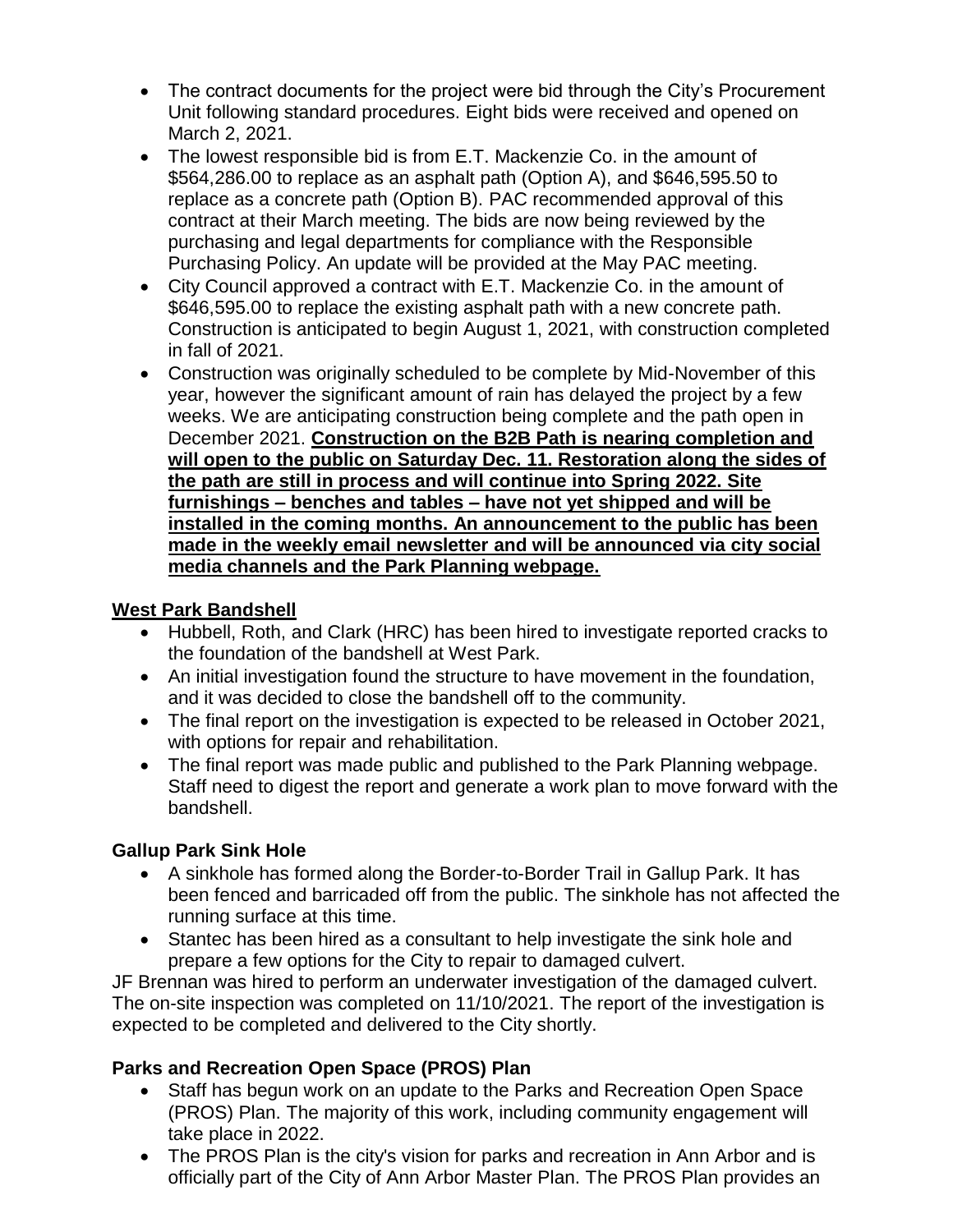- The contract documents for the project were bid through the City's Procurement Unit following standard procedures. Eight bids were received and opened on March 2, 2021.
- The lowest responsible bid is from E.T. Mackenzie Co. in the amount of $564,286.00 to replace as an asphalt path (Option A), and $646,595.50 to replace as a concrete path (Option B). PAC recommended approval of this contract at their March meeting. The bids are now being reviewed by the purchasing and legal departments for compliance with the Responsible Purchasing Policy. An update will be provided at the May PAC meeting.
- City Council approved a contract with E.T. Mackenzie Co. in the amount of $646,595.00 to replace the existing asphalt path with a new concrete path. Construction is anticipated to begin August 1, 2021, with construction completed in fall of 2021.
- Construction was originally scheduled to be complete by Mid-November of this year, however the significant amount of rain has delayed the project by a few weeks. We are anticipating construction being complete and the path open in December 2021. **<u>Construction on the B2B Path is nearing completion and will open to the public on Saturday Dec. 11. Restoration along the sides of the path are still in process and will continue into Spring 2022. Site furnishings – benches and tables – have not yet shipped and will be installed in the coming months. An announcement to the public has been made in the weekly email newsletter and will be announced via city social media channels and the Park Planning webpage.</u>**

## <u>West Park Bandshell</u>

- Hubbell, Roth, and Clark (HRC) has been hired to investigate reported cracks to the foundation of the bandshell at West Park.
- An initial investigation found the structure to have movement in the foundation, and it was decided to close the bandshell off to the community.
- The final report on the investigation is expected to be released in October 2021, with options for repair and rehabilitation.
- The final report was made public and published to the Park Planning webpage. Staff need to digest the report and generate a work plan to move forward with the bandshell.

## Gallup Park Sink Hole

- A sinkhole has formed along the Border-to-Border Trail in Gallup Park. It has been fenced and barricaded off from the public. The sinkhole has not affected the running surface at this time.
- Stantec has been hired as a consultant to help investigate the sink hole and prepare a few options for the City to repair to damaged culvert.

JF Brennan was hired to perform an underwater investigation of the damaged culvert. The on-site inspection was completed on 11/10/2021. The report of the investigation is expected to be completed and delivered to the City shortly.

## Parks and Recreation Open Space (PROS) Plan

- Staff has begun work on an update to the Parks and Recreation Open Space (PROS) Plan. The majority of this work, including community engagement will take place in 2022.
- The PROS Plan is the city's vision for parks and recreation in Ann Arbor and is officially part of the City of Ann Arbor Master Plan. The PROS Plan provides an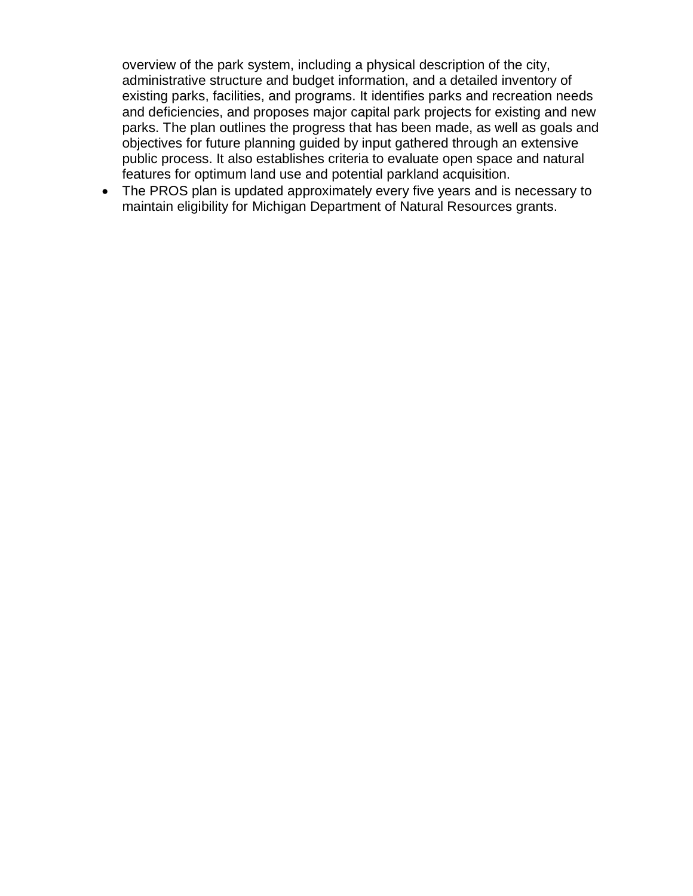overview of the park system, including a physical description of the city, administrative structure and budget information, and a detailed inventory of existing parks, facilities, and programs. It identifies parks and recreation needs and deficiencies, and proposes major capital park projects for existing and new parks. The plan outlines the progress that has been made, as well as goals and objectives for future planning guided by input gathered through an extensive public process. It also establishes criteria to evaluate open space and natural features for optimum land use and potential parkland acquisition.

- The PROS plan is updated approximately every five years and is necessary to maintain eligibility for Michigan Department of Natural Resources grants.